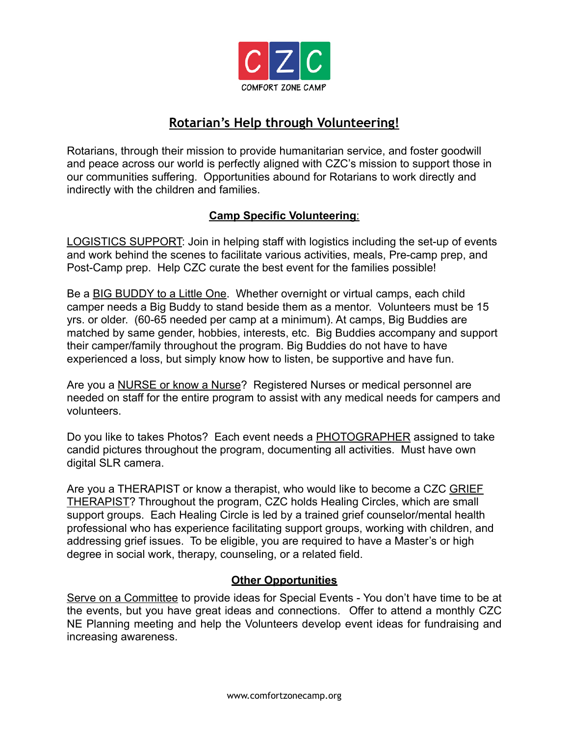CZC

COMFORT ZONE CAMP

# Rotarian's Help through Volunteering!

Rotarians, through their mission to provide humanitarian service, and foster goodwill and peace across our world is perfectly aligned with CZC's mission to support those in our communities suffering. Opportunities abound for Rotarians to work directly and indirectly with the children and families.

## Camp Specific Volunteering:

LOGISTICS SUPPORT: Join in helping staff with logistics including the set-up of events and work behind the scenes to facilitate various activities, meals, Pre-camp prep, and Post-Camp prep. Help CZC curate the best event for the families possible!

Be a BIG BUDDY to a Little One. Whether overnight or virtual camps, each child camper needs a Big Buddy to stand beside them as a mentor. Volunteers must be 15 yrs. or older. (60-65 needed per camp at a minimum). At camps, Big Buddies are matched by same gender, hobbies, interests, etc. Big Buddies accompany and support their camper/family throughout the program. Big Buddies do not have to have experienced a loss, but simply know how to listen, be supportive and have fun.

Are you a NURSE or know a Nurse? Registered Nurses or medical personnel are needed on staff for the entire program to assist with any medical needs for campers and volunteers.

Do you like to takes Photos? Each event needs a PHOTOGRAPHER assigned to take candid pictures throughout the program, documenting all activities. Must have own digital SLR camera.

Are you a THERAPIST or know a therapist, who would like to become a CZC GRIEF THERAPIST? Throughout the program, CZC holds Healing Circles, which are small support groups. Each Healing Circle is led by a trained grief counselor/mental health professional who has experience facilitating support groups, working with children, and addressing grief issues. To be eligible, you are required to have a Master's or high degree in social work, therapy, counseling, or a related field.

## Other Opportunities

Serve on a Committee to provide ideas for Special Events - You don't have time to be at the events, but you have great ideas and connections. Offer to attend a monthly CZC NE Planning meeting and help the Volunteers develop event ideas for fundraising and increasing awareness.

www.comfortzonecamp.org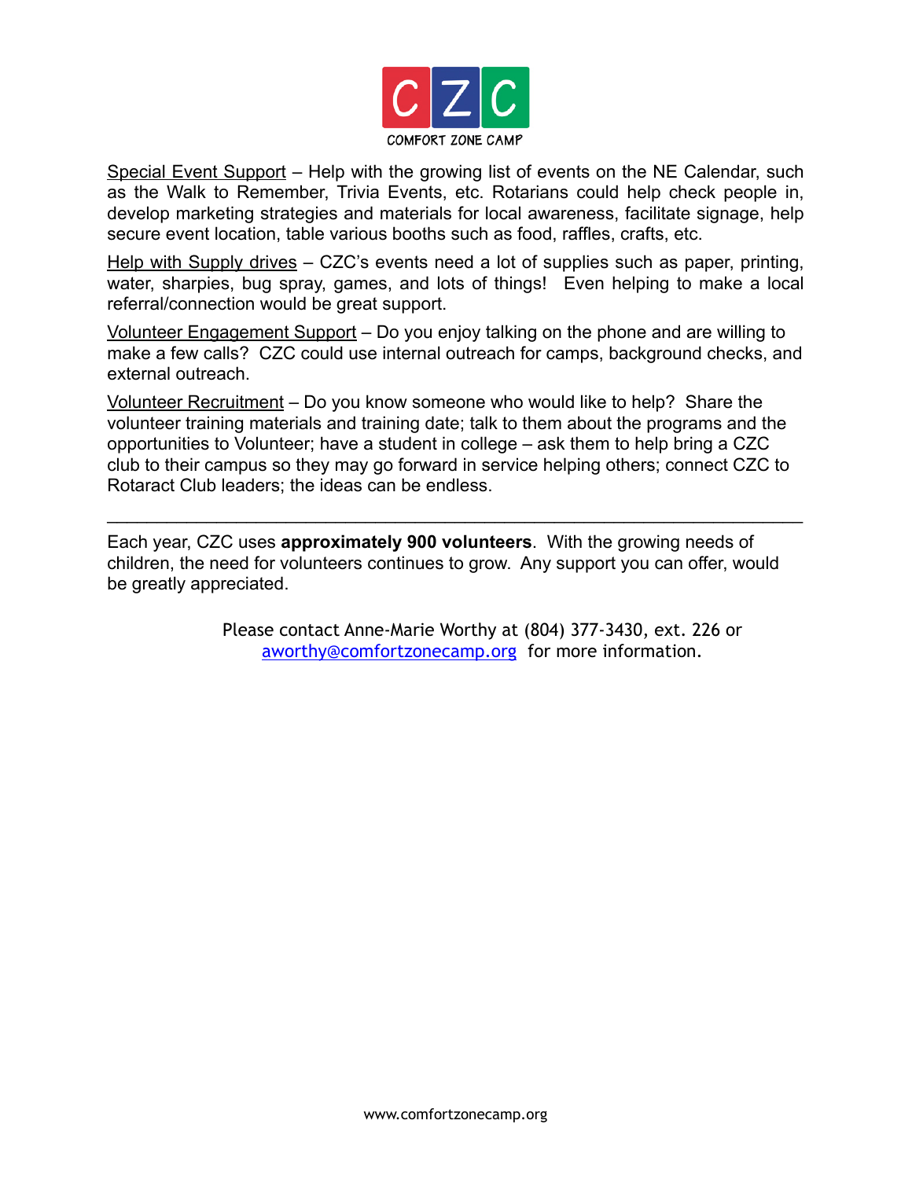Special Event Support – Help with the growing list of events on the NE Calendar, such as the Walk to Remember, Trivia Events, etc. Rotarians could help check people in, develop marketing strategies and materials for local awareness, facilitate signage, help secure event location, table various booths such as food, raffles, crafts, etc.

Help with Supply drives – CZC's events need a lot of supplies such as paper, printing, water, sharpies, bug spray, games, and lots of things! Even helping to make a local referral/connection would be great support.

Volunteer Engagement Support – Do you enjoy talking on the phone and are willing to make a few calls? CZC could use internal outreach for camps, background checks, and external outreach.

Volunteer Recruitment – Do you know someone who would like to help? Share the volunteer training materials and training date; talk to them about the programs and the opportunities to Volunteer; have a student in college – ask them to help bring a CZC club to their campus so they may go forward in service helping others; connect CZC to Rotaract Club leaders; the ideas can be endless.

---

Each year, CZC uses **approximately 900 volunteers**. With the growing needs of children, the need for volunteers continues to grow. Any support you can offer, would be greatly appreciated.

Please contact Anne-Marie Worthy at (804) 377-3430, ext. 226 or aworthy@comfortzonecamp.org for more information.

www.comfortzonecamp.org